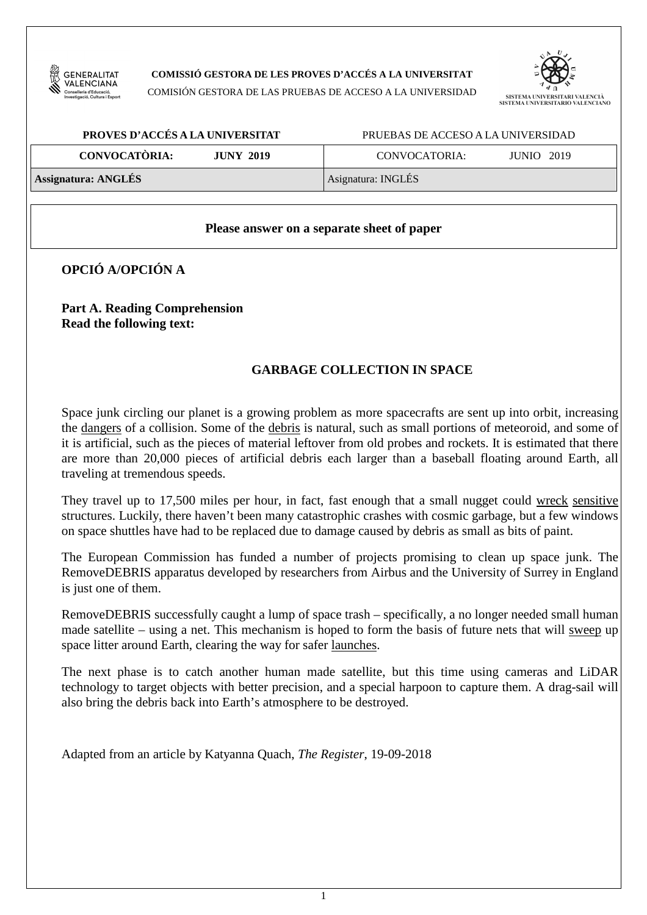**COMISSIÓ GESTORA DE LES PROVES D'ACCÉS A LA UNIVERSITAT**

COMISIÓN GESTORA DE LAS PRUEBAS DE ACCESO A LA UNIVERSIDAD

SISTEMA UNIVERSITARI VALENCIÀ
SISTEMA UNIVERSITARIO VALENCIANO

| **PROVES D'ACCÉS A LA UNIVERSITAT** | PRUEBAS DE ACCESO A LA UNIVERSIDAD |
|---|---|
| **CONVOCATÒRIA: JUNY 2019** | CONVOCATORIA: JUNIO 2019 |
| **Assignatura: ANGLÉS** | Asignatura: INGLÉS |

**Please answer on a separate sheet of paper**

## OPCIÓ A/OPCIÓN A

**Part A. Reading Comprehension**
**Read the following text:**

### GARBAGE COLLECTION IN SPACE

Space junk circling our planet is a growing problem as more spacecrafts are sent up into orbit, increasing the <u>dangers</u> of a collision. Some of the <u>debris</u> is natural, such as small portions of meteoroid, and some of it is artificial, such as the pieces of material leftover from old probes and rockets. It is estimated that there are more than 20,000 pieces of artificial debris each larger than a baseball floating around Earth, all traveling at tremendous speeds.

They travel up to 17,500 miles per hour, in fact, fast enough that a small nugget could <u>wreck</u> <u>sensitive</u> structures. Luckily, there haven't been many catastrophic crashes with cosmic garbage, but a few windows on space shuttles have had to be replaced due to damage caused by debris as small as bits of paint.

The European Commission has funded a number of projects promising to clean up space junk. The RemoveDEBRIS apparatus developed by researchers from Airbus and the University of Surrey in England is just one of them.

RemoveDEBRIS successfully caught a lump of space trash – specifically, a no longer needed small human made satellite – using a net. This mechanism is hoped to form the basis of future nets that will <u>sweep</u> up space litter around Earth, clearing the way for safer <u>launches</u>.

The next phase is to catch another human made satellite, but this time using cameras and LiDAR technology to target objects with better precision, and a special harpoon to capture them. A drag-sail will also bring the debris back into Earth's atmosphere to be destroyed.

Adapted from an article by Katyanna Quach, *The Register*, 19-09-2018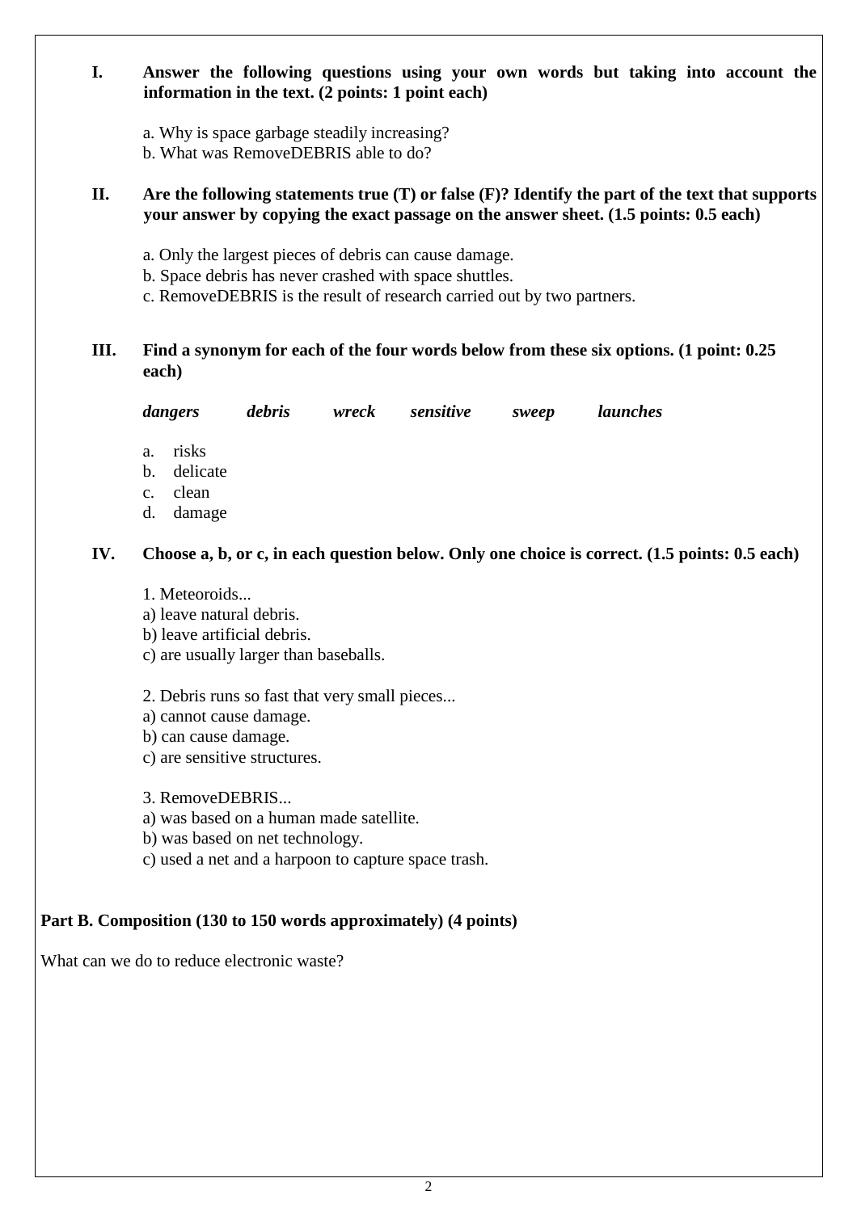**I. Answer the following questions using your own words but taking into account the information in the text. (2 points: 1 point each)**

a. Why is space garbage steadily increasing?
b. What was RemoveDEBRIS able to do?

**II. Are the following statements true (T) or false (F)? Identify the part of the text that supports your answer by copying the exact passage on the answer sheet. (1.5 points: 0.5 each)**

a. Only the largest pieces of debris can cause damage.
b. Space debris has never crashed with space shuttles.
c. RemoveDEBRIS is the result of research carried out by two partners.

**III. Find a synonym for each of the four words below from these six options. (1 point: 0.25 each)**

***dangers*** ***debris*** ***wreck*** ***sensitive*** ***sweep*** ***launches***

a. risks
b. delicate
c. clean
d. damage

**IV. Choose a, b, or c, in each question below. Only one choice is correct. (1.5 points: 0.5 each)**

1. Meteoroids...
a) leave natural debris.
b) leave artificial debris.
c) are usually larger than baseballs.

2. Debris runs so fast that very small pieces...
a) cannot cause damage.
b) can cause damage.
c) are sensitive structures.

3. RemoveDEBRIS...
a) was based on a human made satellite.
b) was based on net technology.
c) used a net and a harpoon to capture space trash.

**Part B. Composition (130 to 150 words approximately) (4 points)**

What can we do to reduce electronic waste?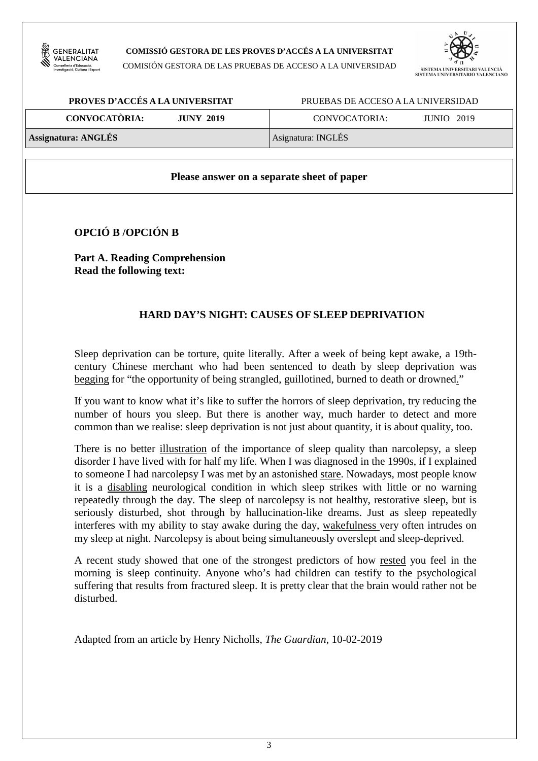**COMISSIÓ GESTORA DE LES PROVES D'ACCÉS A LA UNIVERSITAT**

COMISIÓN GESTORA DE LAS PRUEBAS DE ACCESO A LA UNIVERSIDAD

**SISTEMA UNIVERSITARI VALENCIÀ**
**SISTEMA UNIVERSITARIO VALENCIANO**

| **PROVES D'ACCÉS A LA UNIVERSITAT** | PRUEBAS DE ACCESO A LA UNIVERSIDAD |
|---|---|
| **CONVOCATÒRIA: JUNY 2019** | CONVOCATORIA: JUNIO 2019 |
| **Assignatura: ANGLÉS** | Asignatura: INGLÉS |

**Please answer on a separate sheet of paper**

## OPCIÓ B /OPCIÓN B

**Part A. Reading Comprehension**
**Read the following text:**

### HARD DAY'S NIGHT: CAUSES OF SLEEP DEPRIVATION

Sleep deprivation can be torture, quite literally. After a week of being kept awake, a 19th-century Chinese merchant who had been sentenced to death by sleep deprivation was begging for "the opportunity of being strangled, guillotined, burned to death or drowned."

If you want to know what it's like to suffer the horrors of sleep deprivation, try reducing the number of hours you sleep. But there is another way, much harder to detect and more common than we realise: sleep deprivation is not just about quantity, it is about quality, too.

There is no better illustration of the importance of sleep quality than narcolepsy, a sleep disorder I have lived with for half my life. When I was diagnosed in the 1990s, if I explained to someone I had narcolepsy I was met by an astonished stare. Nowadays, most people know it is a disabling neurological condition in which sleep strikes with little or no warning repeatedly through the day. The sleep of narcolepsy is not healthy, restorative sleep, but is seriously disturbed, shot through by hallucination-like dreams. Just as sleep repeatedly interferes with my ability to stay awake during the day, wakefulness very often intrudes on my sleep at night. Narcolepsy is about being simultaneously overslept and sleep-deprived.

A recent study showed that one of the strongest predictors of how rested you feel in the morning is sleep continuity. Anyone who's had children can testify to the psychological suffering that results from fractured sleep. It is pretty clear that the brain would rather not be disturbed.

Adapted from an article by Henry Nicholls, *The Guardian*, 10-02-2019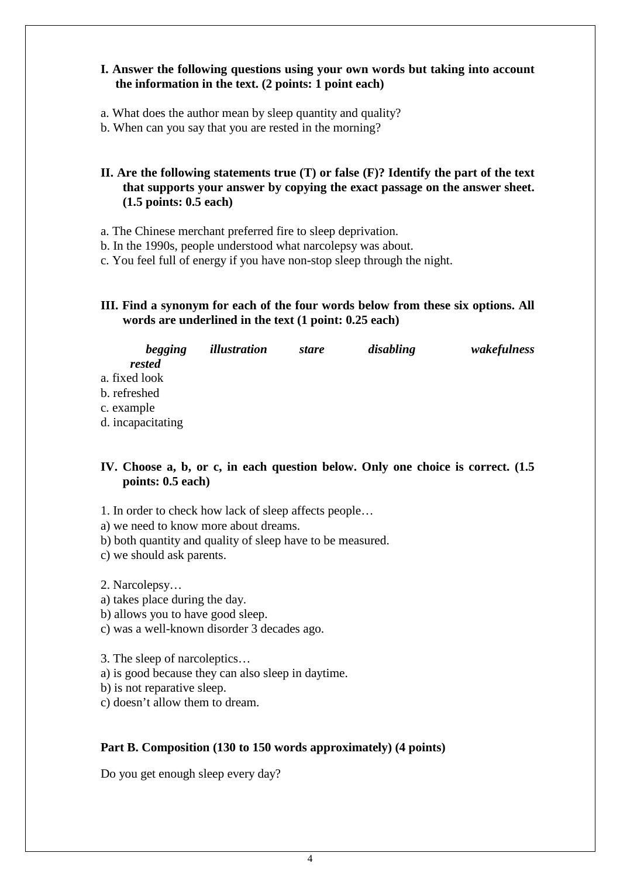**I. Answer the following questions using your own words but taking into account the information in the text. (2 points: 1 point each)**

a. What does the author mean by sleep quantity and quality?
b. When can you say that you are rested in the morning?

**II. Are the following statements true (T) or false (F)? Identify the part of the text that supports your answer by copying the exact passage on the answer sheet. (1.5 points: 0.5 each)**

a. The Chinese merchant preferred fire to sleep deprivation.
b. In the 1990s, people understood what narcolepsy was about.
c. You feel full of energy if you have non-stop sleep through the night.

**III. Find a synonym for each of the four words below from these six options. All words are underlined in the text (1 point: 0.25 each)**

***begging illustration stare disabling wakefulness rested***

a. fixed look
b. refreshed
c. example
d. incapacitating

**IV. Choose a, b, or c, in each question below. Only one choice is correct. (1.5 points: 0.5 each)**

1. In order to check how lack of sleep affects people…
a) we need to know more about dreams.
b) both quantity and quality of sleep have to be measured.
c) we should ask parents.

2. Narcolepsy…
a) takes place during the day.
b) allows you to have good sleep.
c) was a well-known disorder 3 decades ago.

3. The sleep of narcoleptics…
a) is good because they can also sleep in daytime.
b) is not reparative sleep.
c) doesn't allow them to dream.

**Part B. Composition (130 to 150 words approximately) (4 points)**

Do you get enough sleep every day?